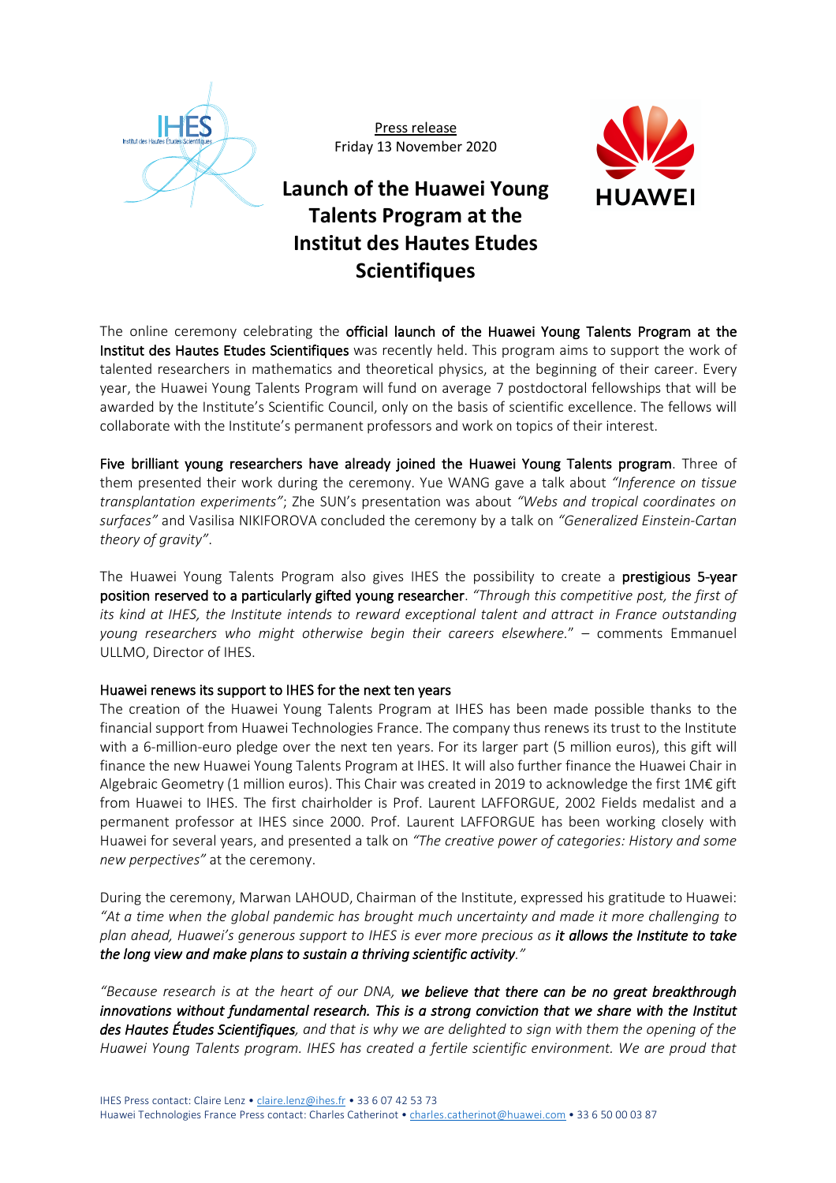Press release
Friday 13 November 2020

# Launch of the Huawei Young Talents Program at the Institut des Hautes Etudes Scientifiques

The online ceremony celebrating the **official launch of the Huawei Young Talents Program at the Institut des Hautes Etudes Scientifiques** was recently held. This program aims to support the work of talented researchers in mathematics and theoretical physics, at the beginning of their career. Every year, the Huawei Young Talents Program will fund on average 7 postdoctoral fellowships that will be awarded by the Institute's Scientific Council, only on the basis of scientific excellence. The fellows will collaborate with the Institute's permanent professors and work on topics of their interest.

**Five brilliant young researchers have already joined the Huawei Young Talents program**. Three of them presented their work during the ceremony. Yue WANG gave a talk about *"Inference on tissue transplantation experiments"*; Zhe SUN's presentation was about *"Webs and tropical coordinates on surfaces"* and Vasilisa NIKIFOROVA concluded the ceremony by a talk on *"Generalized Einstein-Cartan theory of gravity"*.

The Huawei Young Talents Program also gives IHES the possibility to create a **prestigious 5-year position reserved to a particularly gifted young researcher**. *"Through this competitive post, the first of its kind at IHES, the Institute intends to reward exceptional talent and attract in France outstanding young researchers who might otherwise begin their careers elsewhere.*" – comments Emmanuel ULLMO, Director of IHES.

## Huawei renews its support to IHES for the next ten years

The creation of the Huawei Young Talents Program at IHES has been made possible thanks to the financial support from Huawei Technologies France. The company thus renews its trust to the Institute with a 6-million-euro pledge over the next ten years. For its larger part (5 million euros), this gift will finance the new Huawei Young Talents Program at IHES. It will also further finance the Huawei Chair in Algebraic Geometry (1 million euros). This Chair was created in 2019 to acknowledge the first 1M€ gift from Huawei to IHES. The first chairholder is Prof. Laurent LAFFORGUE, 2002 Fields medalist and a permanent professor at IHES since 2000. Prof. Laurent LAFFORGUE has been working closely with Huawei for several years, and presented a talk on *"The creative power of categories: History and some new perpectives"* at the ceremony.

During the ceremony, Marwan LAHOUD, Chairman of the Institute, expressed his gratitude to Huawei: *"At a time when the global pandemic has brought much uncertainty and made it more challenging to plan ahead, Huawei's generous support to IHES is ever more precious as **it allows the Institute to take the long view and make plans to sustain a thriving scientific activity**."*

*"Because research is at the heart of our DNA, **we believe that there can be no great breakthrough innovations without fundamental research. This is a strong conviction that we share with the Institut des Hautes Études Scientifiques**, and that is why we are delighted to sign with them the opening of the Huawei Young Talents program. IHES has created a fertile scientific environment. We are proud that*

IHES Press contact: Claire Lenz • claire.lenz@ihes.fr • 33 6 07 42 53 73
Huawei Technologies France Press contact: Charles Catherinot • charles.catherinot@huawei.com • 33 6 50 00 03 87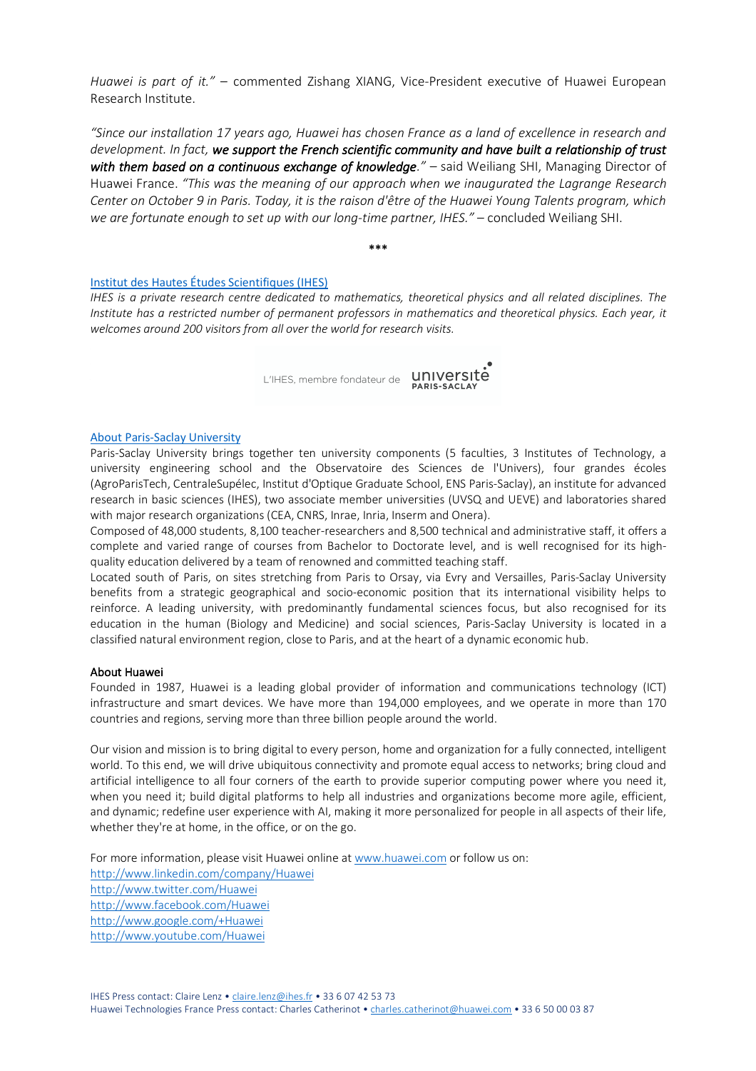*Huawei is part of it."* – commented Zishang XIANG, Vice-President executive of Huawei European Research Institute.

*"Since our installation 17 years ago, Huawei has chosen France as a land of excellence in research and development. In fact,* ***we support the French scientific community and have built a relationship of trust with them based on a continuous exchange of knowledge****."* – said Weiliang SHI, Managing Director of Huawei France. *"This was the meaning of our approach when we inaugurated the Lagrange Research Center on October 9 in Paris. Today, it is the raison d'être of the Huawei Young Talents program, which we are fortunate enough to set up with our long-time partner, IHES."* – concluded Weiliang SHI.

***

Institut des Hautes Études Scientifiques (IHES)

*IHES is a private research centre dedicated to mathematics, theoretical physics and all related disciplines. The Institute has a restricted number of permanent professors in mathematics and theoretical physics. Each year, it welcomes around 200 visitors from all over the world for research visits.*

L'IHES, membre fondateur de université PARIS-SACLAY

About Paris-Saclay University

Paris-Saclay University brings together ten university components (5 faculties, 3 Institutes of Technology, a university engineering school and the Observatoire des Sciences de l'Univers), four grandes écoles (AgroParisTech, CentraleSupélec, Institut d'Optique Graduate School, ENS Paris-Saclay), an institute for advanced research in basic sciences (IHES), two associate member universities (UVSQ and UEVE) and laboratories shared with major research organizations (CEA, CNRS, Inrae, Inria, Inserm and Onera).
Composed of 48,000 students, 8,100 teacher-researchers and 8,500 technical and administrative staff, it offers a complete and varied range of courses from Bachelor to Doctorate level, and is well recognised for its high-quality education delivered by a team of renowned and committed teaching staff.
Located south of Paris, on sites stretching from Paris to Orsay, via Evry and Versailles, Paris-Saclay University benefits from a strategic geographical and socio-economic position that its international visibility helps to reinforce. A leading university, with predominantly fundamental sciences focus, but also recognised for its education in the human (Biology and Medicine) and social sciences, Paris-Saclay University is located in a classified natural environment region, close to Paris, and at the heart of a dynamic economic hub.

**About Huawei**

Founded in 1987, Huawei is a leading global provider of information and communications technology (ICT) infrastructure and smart devices. We have more than 194,000 employees, and we operate in more than 170 countries and regions, serving more than three billion people around the world.

Our vision and mission is to bring digital to every person, home and organization for a fully connected, intelligent world. To this end, we will drive ubiquitous connectivity and promote equal access to networks; bring cloud and artificial intelligence to all four corners of the earth to provide superior computing power where you need it, when you need it; build digital platforms to help all industries and organizations become more agile, efficient, and dynamic; redefine user experience with AI, making it more personalized for people in all aspects of their life, whether they're at home, in the office, or on the go.

For more information, please visit Huawei online at www.huawei.com or follow us on:
http://www.linkedin.com/company/Huawei
http://www.twitter.com/Huawei
http://www.facebook.com/Huawei
http://www.google.com/+Huawei
http://www.youtube.com/Huawei

IHES Press contact: Claire Lenz • claire.lenz@ihes.fr • 33 6 07 42 53 73
Huawei Technologies France Press contact: Charles Catherinot • charles.catherinot@huawei.com • 33 6 50 00 03 87